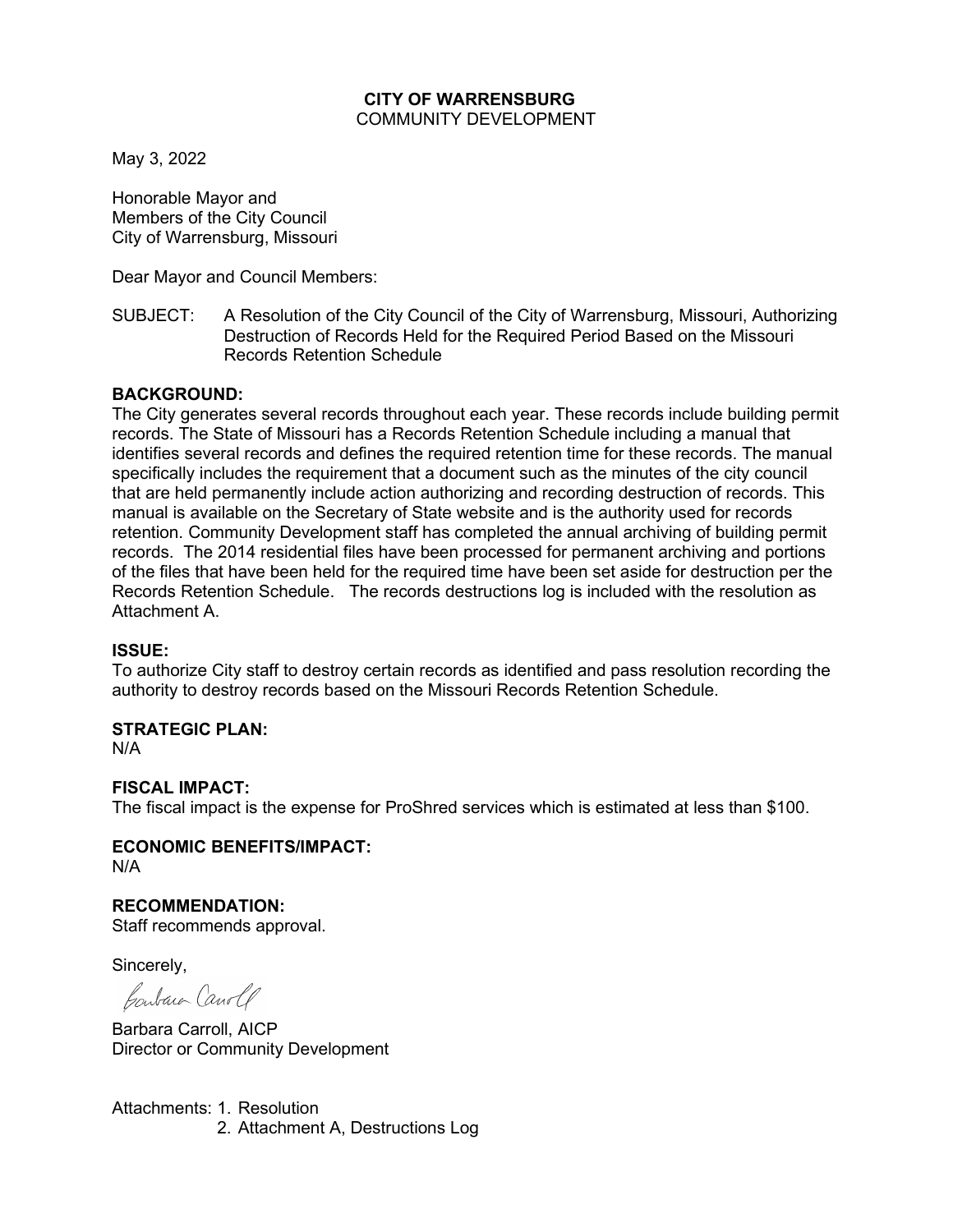**CITY OF WARRENSBURG**
COMMUNITY DEVELOPMENT

May 3, 2022

Honorable Mayor and
Members of the City Council
City of Warrensburg, Missouri

Dear Mayor and Council Members:

SUBJECT: A Resolution of the City Council of the City of Warrensburg, Missouri, Authorizing Destruction of Records Held for the Required Period Based on the Missouri Records Retention Schedule

**BACKGROUND:**
The City generates several records throughout each year. These records include building permit records. The State of Missouri has a Records Retention Schedule including a manual that identifies several records and defines the required retention time for these records. The manual specifically includes the requirement that a document such as the minutes of the city council that are held permanently include action authorizing and recording destruction of records. This manual is available on the Secretary of State website and is the authority used for records retention. Community Development staff has completed the annual archiving of building permit records. The 2014 residential files have been processed for permanent archiving and portions of the files that have been held for the required time have been set aside for destruction per the Records Retention Schedule. The records destructions log is included with the resolution as Attachment A.

**ISSUE:**
To authorize City staff to destroy certain records as identified and pass resolution recording the authority to destroy records based on the Missouri Records Retention Schedule.

**STRATEGIC PLAN:**
N/A

**FISCAL IMPACT:**
The fiscal impact is the expense for ProShred services which is estimated at less than $100.

**ECONOMIC BENEFITS/IMPACT:**
N/A

**RECOMMENDATION:**
Staff recommends approval.

Sincerely,

Barbara Carroll

Barbara Carroll, AICP
Director or Community Development

Attachments: 1. Resolution
2. Attachment A, Destructions Log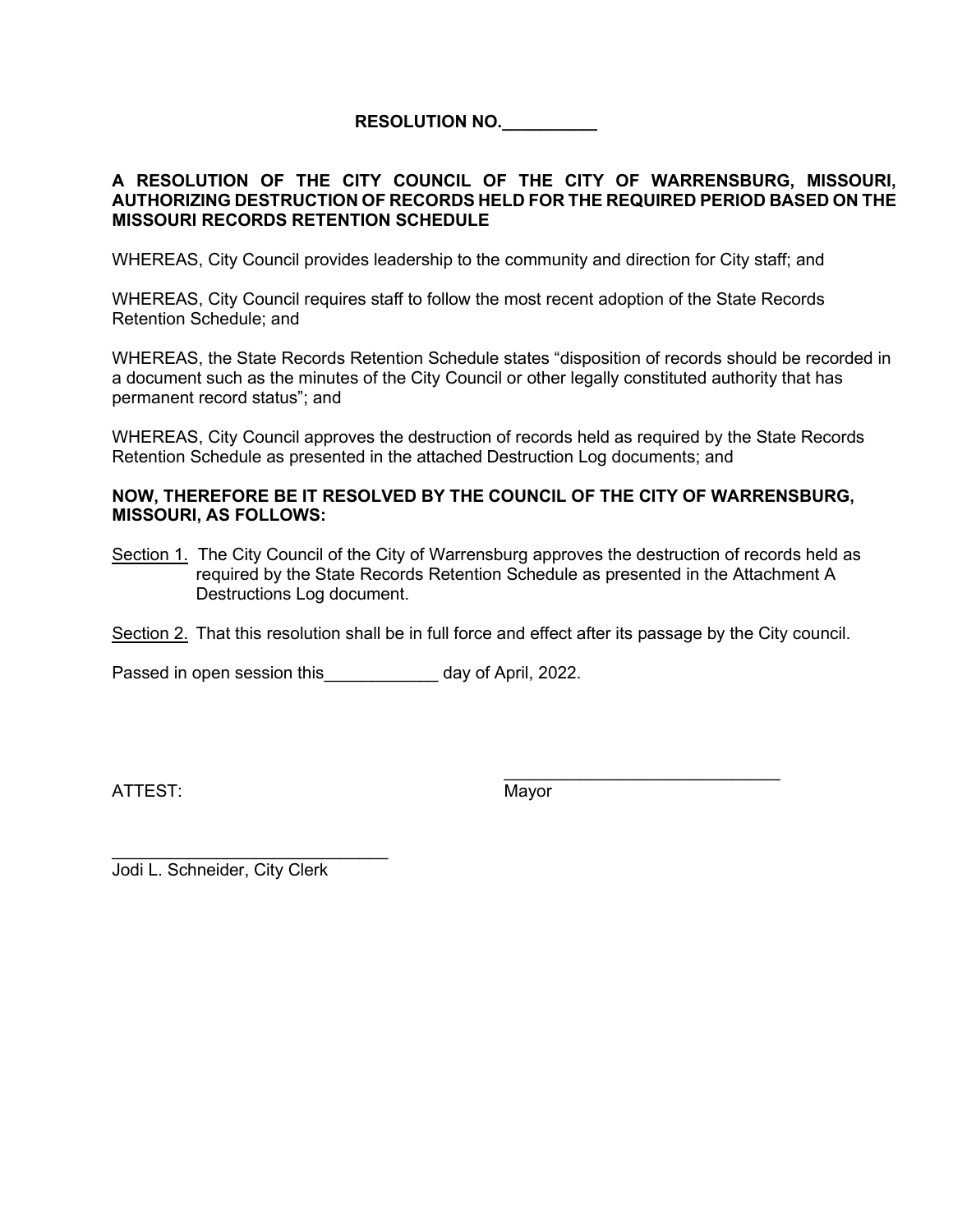**RESOLUTION NO.__________**

**A RESOLUTION OF THE CITY COUNCIL OF THE CITY OF WARRENSBURG, MISSOURI, AUTHORIZING DESTRUCTION OF RECORDS HELD FOR THE REQUIRED PERIOD BASED ON THE MISSOURI RECORDS RETENTION SCHEDULE**

WHEREAS, City Council provides leadership to the community and direction for City staff; and

WHEREAS, City Council requires staff to follow the most recent adoption of the State Records Retention Schedule; and

WHEREAS, the State Records Retention Schedule states "disposition of records should be recorded in a document such as the minutes of the City Council or other legally constituted authority that has permanent record status"; and

WHEREAS, City Council approves the destruction of records held as required by the State Records Retention Schedule as presented in the attached Destruction Log documents; and

**NOW, THEREFORE BE IT RESOLVED BY THE COUNCIL OF THE CITY OF WARRENSBURG, MISSOURI, AS FOLLOWS:**

Section 1. The City Council of the City of Warrensburg approves the destruction of records held as required by the State Records Retention Schedule as presented in the Attachment A Destructions Log document.

Section 2. That this resolution shall be in full force and effect after its passage by the City council.

Passed in open session this____________ day of April, 2022.

ATTEST:

_____________________________
Mayor

_____________________________
Jodi L. Schneider, City Clerk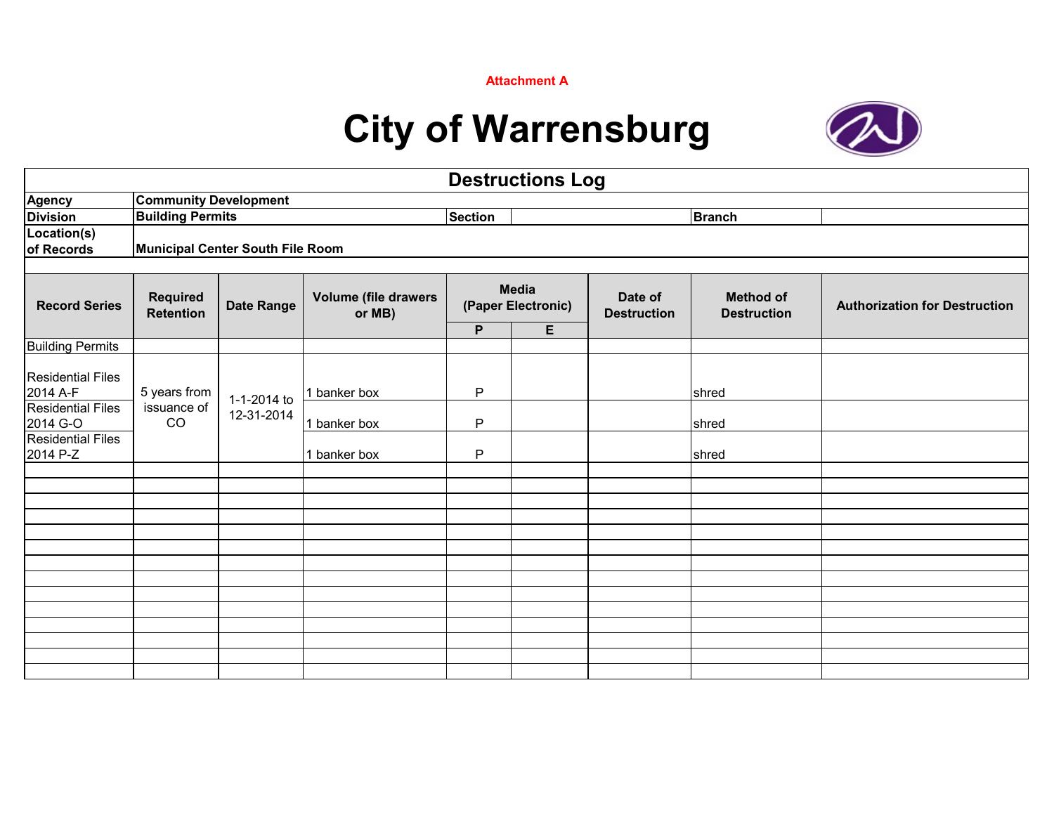Attachment A

# City of Warrensburg

## Destructions Log

| | | | | | |
|---|---|---|---|---|---|
| **Agency** | **Community Development** | | | | |
| **Division** | **Building Permits** | **Section** | | **Branch** | |
| **Location(s) of Records** | **Municipal Center South File Room** | | | | |

| Record Series | Required Retention | Date Range | Volume (file drawers or MB) | Media (Paper Electronic) | | Date of Destruction | Method of Destruction | Authorization for Destruction |
|---|---|---|---|---|---|---|---|---|
| | | | | P | E | | | |
| Building Permits | | | | | | | | |
| Residential Files 2014 A-F | 5 years from issuance of CO | 1-1-2014 to 12-31-2014 | 1 banker box | P | | | shred | |
| Residential Files 2014 G-O | | | 1 banker box | P | | | shred | |
| Residential Files 2014 P-Z | | | 1 banker box | P | | | shred | |
| | | | | | | | | |
| | | | | | | | | |
| | | | | | | | | |
| | | | | | | | | |
| | | | | | | | | |
| | | | | | | | | |
| | | | | | | | | |
| | | | | | | | | |
| | | | | | | | | |
| | | | | | | | | |
| | | | | | | | | |
| | | | | | | | | |
| | | | | | | | | |
| | | | | | | | | |